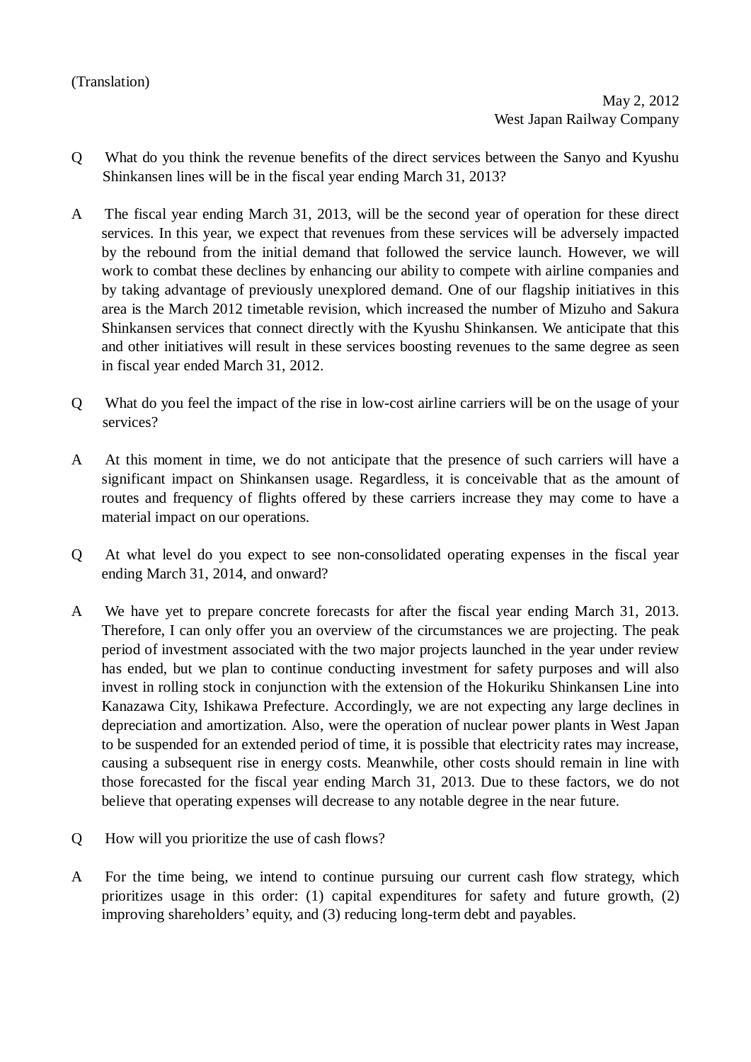(Translation)

May 2, 2012
West Japan Railway Company

Q What do you think the revenue benefits of the direct services between the Sanyo and Kyushu Shinkansen lines will be in the fiscal year ending March 31, 2013?

A The fiscal year ending March 31, 2013, will be the second year of operation for these direct services. In this year, we expect that revenues from these services will be adversely impacted by the rebound from the initial demand that followed the service launch. However, we will work to combat these declines by enhancing our ability to compete with airline companies and by taking advantage of previously unexplored demand. One of our flagship initiatives in this area is the March 2012 timetable revision, which increased the number of Mizuho and Sakura Shinkansen services that connect directly with the Kyushu Shinkansen. We anticipate that this and other initiatives will result in these services boosting revenues to the same degree as seen in fiscal year ended March 31, 2012.

Q What do you feel the impact of the rise in low-cost airline carriers will be on the usage of your services?

A At this moment in time, we do not anticipate that the presence of such carriers will have a significant impact on Shinkansen usage. Regardless, it is conceivable that as the amount of routes and frequency of flights offered by these carriers increase they may come to have a material impact on our operations.

Q At what level do you expect to see non-consolidated operating expenses in the fiscal year ending March 31, 2014, and onward?

A We have yet to prepare concrete forecasts for after the fiscal year ending March 31, 2013. Therefore, I can only offer you an overview of the circumstances we are projecting. The peak period of investment associated with the two major projects launched in the year under review has ended, but we plan to continue conducting investment for safety purposes and will also invest in rolling stock in conjunction with the extension of the Hokuriku Shinkansen Line into Kanazawa City, Ishikawa Prefecture. Accordingly, we are not expecting any large declines in depreciation and amortization. Also, were the operation of nuclear power plants in West Japan to be suspended for an extended period of time, it is possible that electricity rates may increase, causing a subsequent rise in energy costs. Meanwhile, other costs should remain in line with those forecasted for the fiscal year ending March 31, 2013. Due to these factors, we do not believe that operating expenses will decrease to any notable degree in the near future.

Q How will you prioritize the use of cash flows?

A For the time being, we intend to continue pursuing our current cash flow strategy, which prioritizes usage in this order: (1) capital expenditures for safety and future growth, (2) improving shareholders' equity, and (3) reducing long-term debt and payables.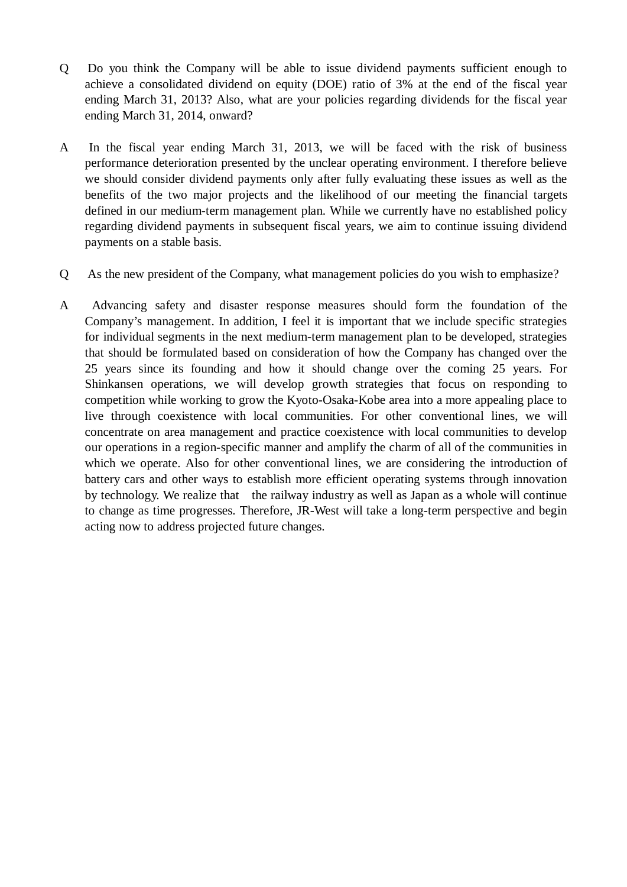Q　Do you think the Company will be able to issue dividend payments sufficient enough to achieve a consolidated dividend on equity (DOE) ratio of 3% at the end of the fiscal year ending March 31, 2013? Also, what are your policies regarding dividends for the fiscal year ending March 31, 2014, onward?

A　In the fiscal year ending March 31, 2013, we will be faced with the risk of business performance deterioration presented by the unclear operating environment. I therefore believe we should consider dividend payments only after fully evaluating these issues as well as the benefits of the two major projects and the likelihood of our meeting the financial targets defined in our medium-term management plan. While we currently have no established policy regarding dividend payments in subsequent fiscal years, we aim to continue issuing dividend payments on a stable basis.

Q　As the new president of the Company, what management policies do you wish to emphasize?

A　Advancing safety and disaster response measures should form the foundation of the Company's management. In addition, I feel it is important that we include specific strategies for individual segments in the next medium-term management plan to be developed, strategies that should be formulated based on consideration of how the Company has changed over the 25 years since its founding and how it should change over the coming 25 years. For Shinkansen operations, we will develop growth strategies that focus on responding to competition while working to grow the Kyoto-Osaka-Kobe area into a more appealing place to live through coexistence with local communities. For other conventional lines, we will concentrate on area management and practice coexistence with local communities to develop our operations in a region-specific manner and amplify the charm of all of the communities in which we operate. Also for other conventional lines, we are considering the introduction of battery cars and other ways to establish more efficient operating systems through innovation by technology. We realize that the railway industry as well as Japan as a whole will continue to change as time progresses. Therefore, JR-West will take a long-term perspective and begin acting now to address projected future changes.